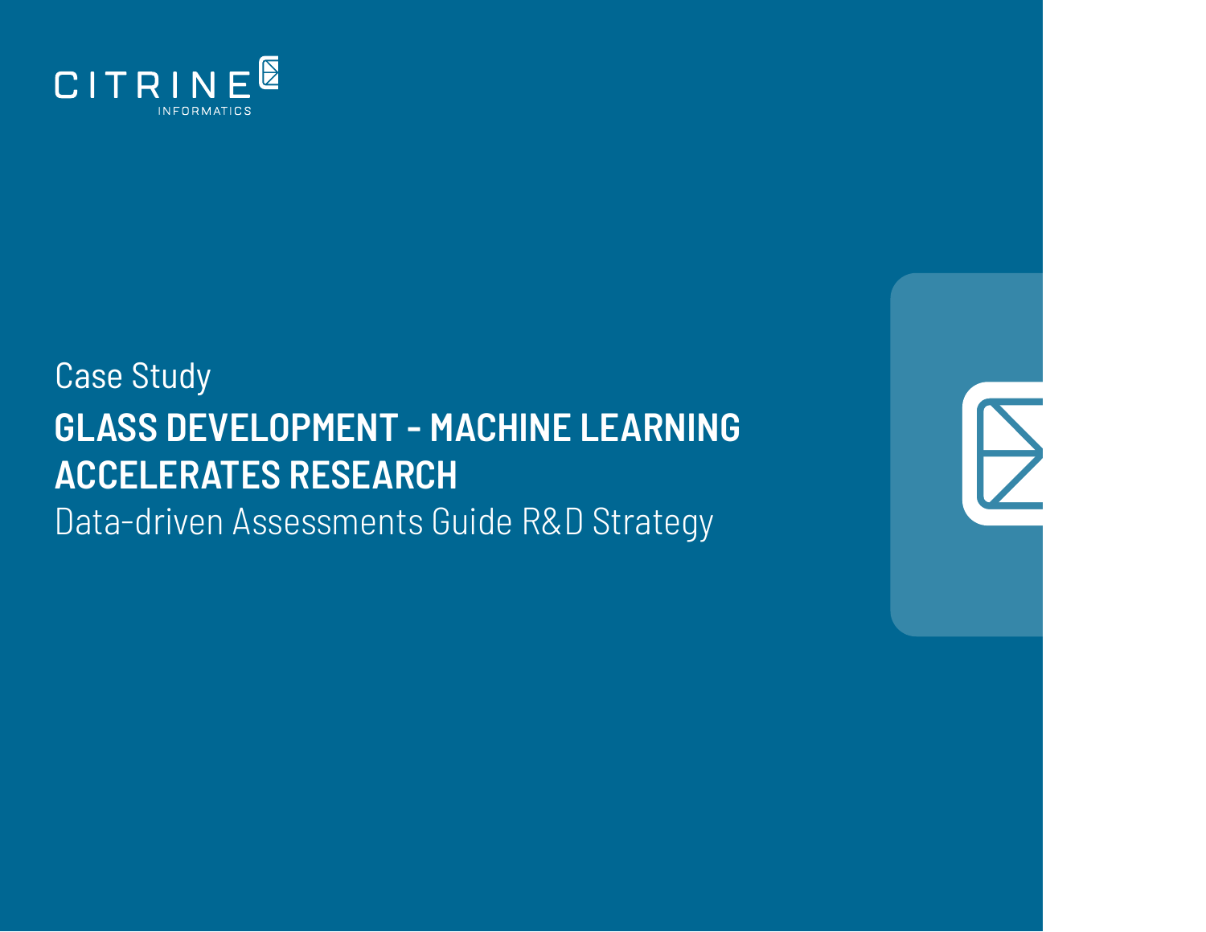CITRINE INFORMATICS

Case Study

# GLASS DEVELOPMENT - MACHINE LEARNING ACCELERATES RESEARCH

## Data-driven Assessments Guide R&D Strategy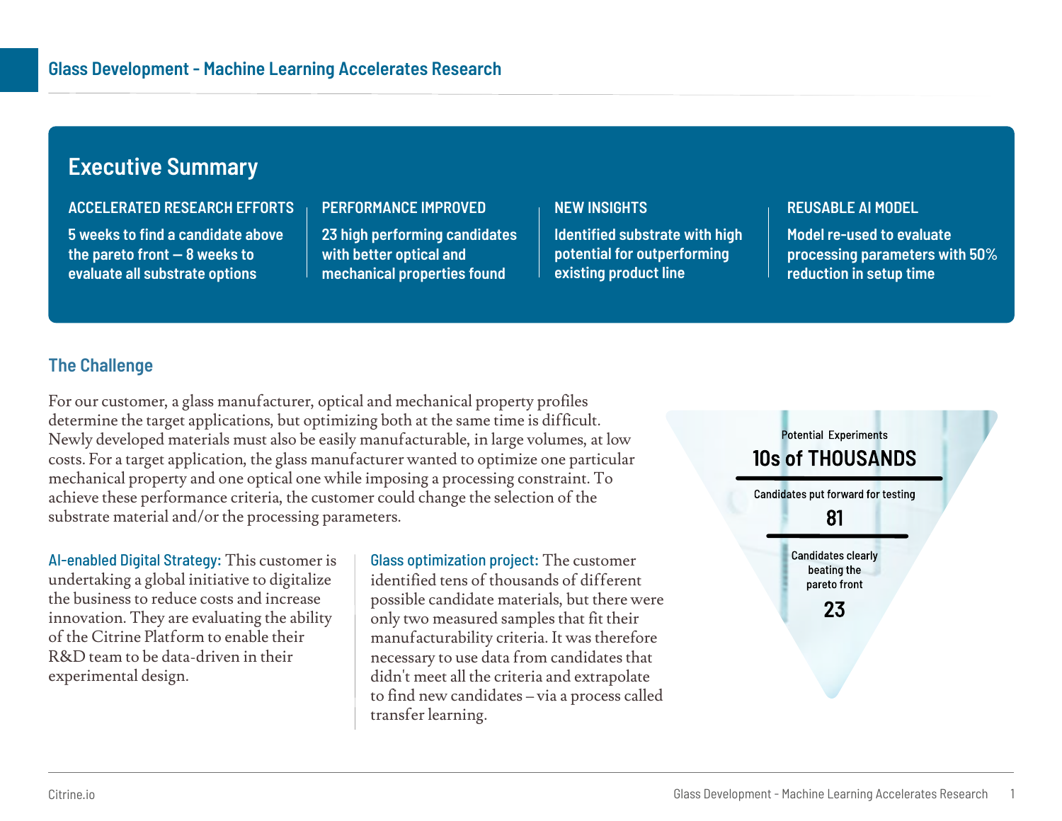# Glass Development - Machine Learning Accelerates Research

## Executive Summary

**ACCELERATED RESEARCH EFFORTS**

5 weeks to find a candidate above the pareto front — 8 weeks to evaluate all substrate options

**PERFORMANCE IMPROVED**

23 high performing candidates with better optical and mechanical properties found

**NEW INSIGHTS**

Identified substrate with high potential for outperforming existing product line

**REUSABLE AI MODEL**

Model re-used to evaluate processing parameters with 50% reduction in setup time

## The Challenge

For our customer, a glass manufacturer, optical and mechanical property profiles determine the target applications, but optimizing both at the same time is difficult. Newly developed materials must also be easily manufacturable, in large volumes, at low costs. For a target application, the glass manufacturer wanted to optimize one particular mechanical property and one optical one while imposing a processing constraint. To achieve these performance criteria, the customer could change the selection of the substrate material and/or the processing parameters.

**AI-enabled Digital Strategy:** This customer is undertaking a global initiative to digitalize the business to reduce costs and increase innovation. They are evaluating the ability of the Citrine Platform to enable their R&D team to be data-driven in their experimental design.

**Glass optimization project:** The customer identified tens of thousands of different possible candidate materials, but there were only two measured samples that fit their manufacturability criteria. It was therefore necessary to use data from candidates that didn't meet all the criteria and extrapolate to find new candidates – via a process called transfer learning.

Potential Experiments
**10s of THOUSANDS**

Candidates put forward for testing
**81**

Candidates clearly beating the pareto front
**23**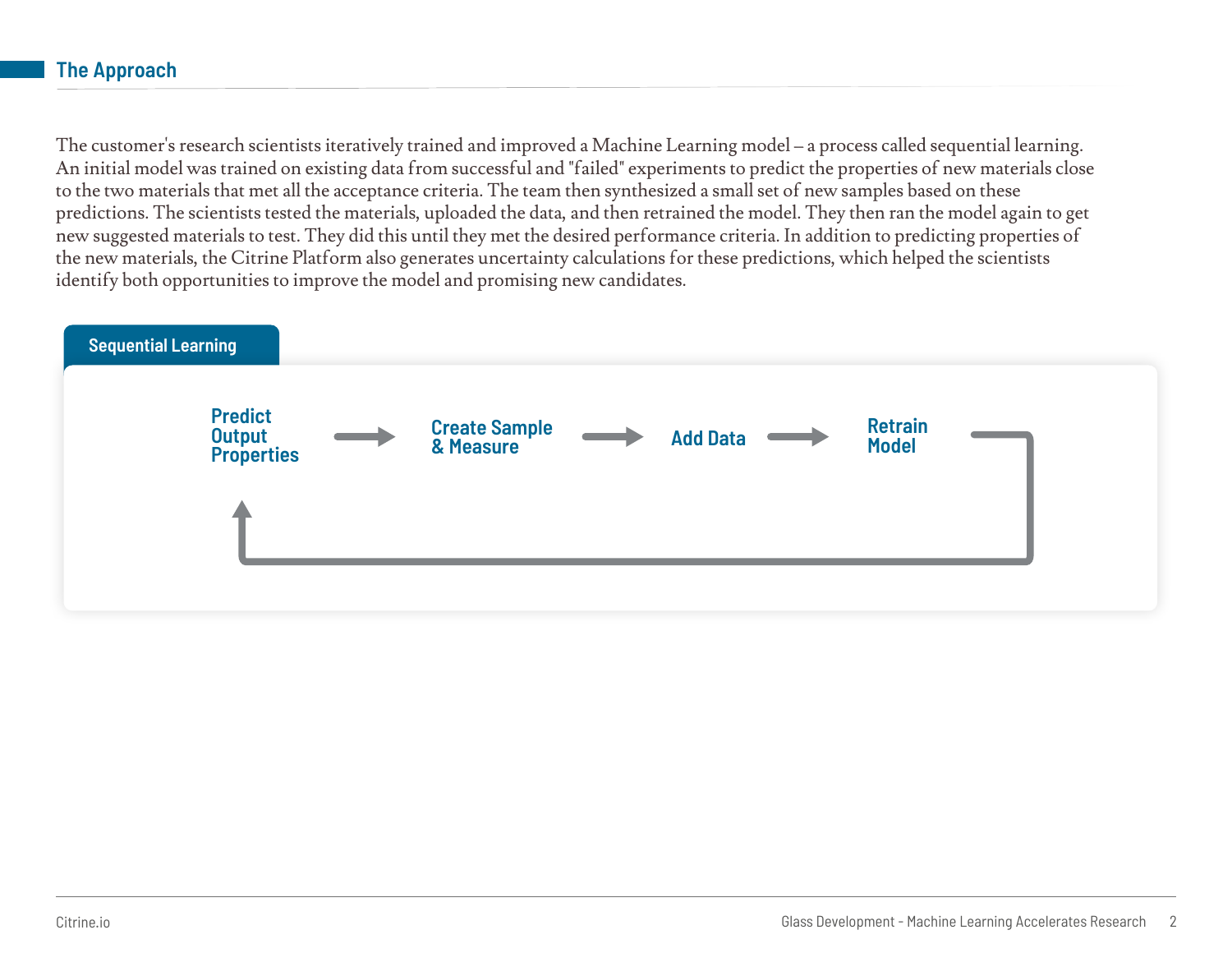## The Approach

The customer's research scientists iteratively trained and improved a Machine Learning model – a process called sequential learning. An initial model was trained on existing data from successful and "failed" experiments to predict the properties of new materials close to the two materials that met all the acceptance criteria. The team then synthesized a small set of new samples based on these predictions. The scientists tested the materials, uploaded the data, and then retrained the model. They then ran the model again to get new suggested materials to test. They did this until they met the desired performance criteria. In addition to predicting properties of the new materials, the Citrine Platform also generates uncertainty calculations for these predictions, which helped the scientists identify both opportunities to improve the model and promising new candidates.

### Sequential Learning

**Predict Output Properties** → **Create Sample & Measure** → **Add Data** → **Retrain Model** → (back to Predict Output Properties)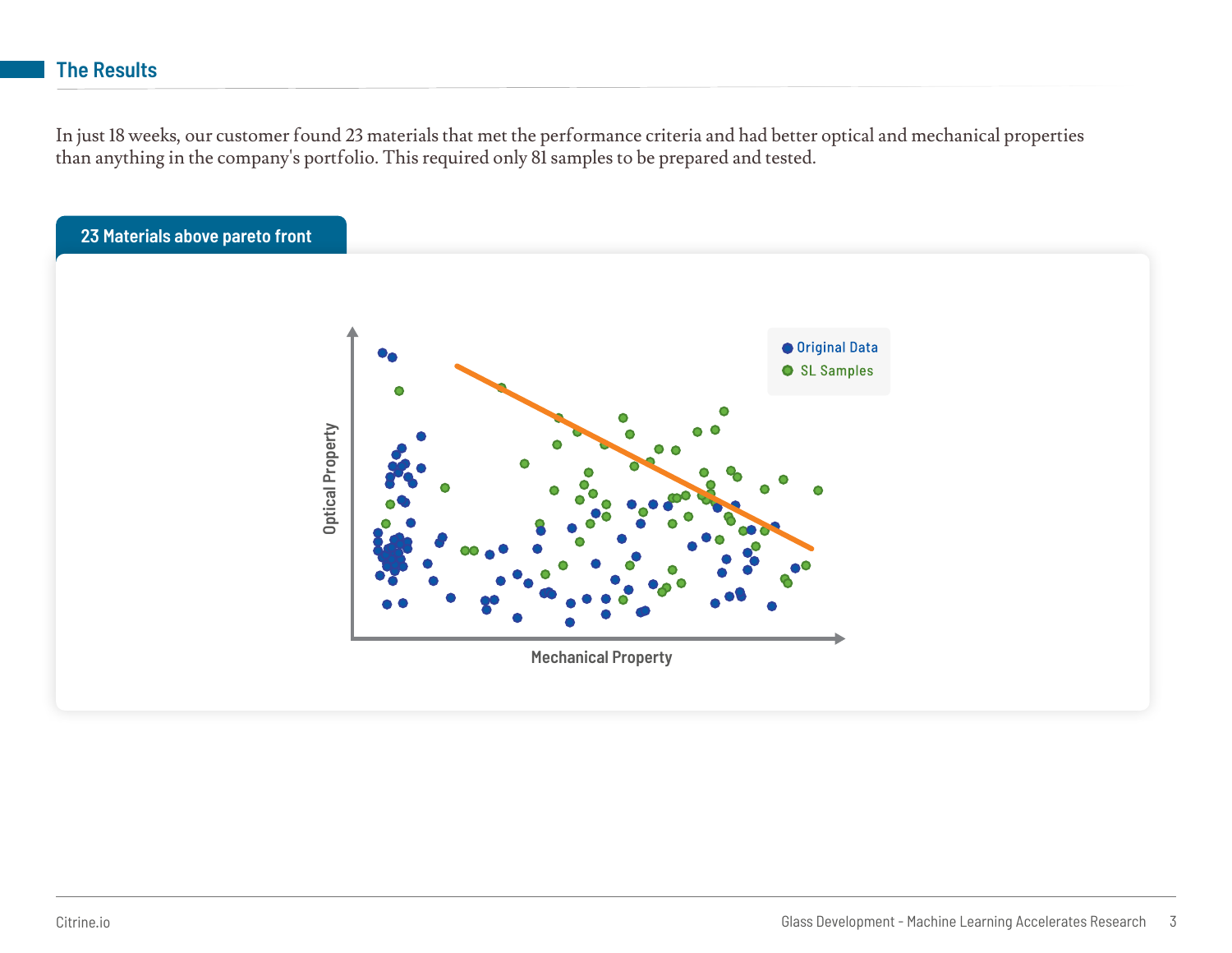## The Results

In just 18 weeks, our customer found 23 materials that met the performance criteria and had better optical and mechanical properties than anything in the company's portfolio. This required only 81 samples to be prepared and tested.

### 23 Materials above pareto front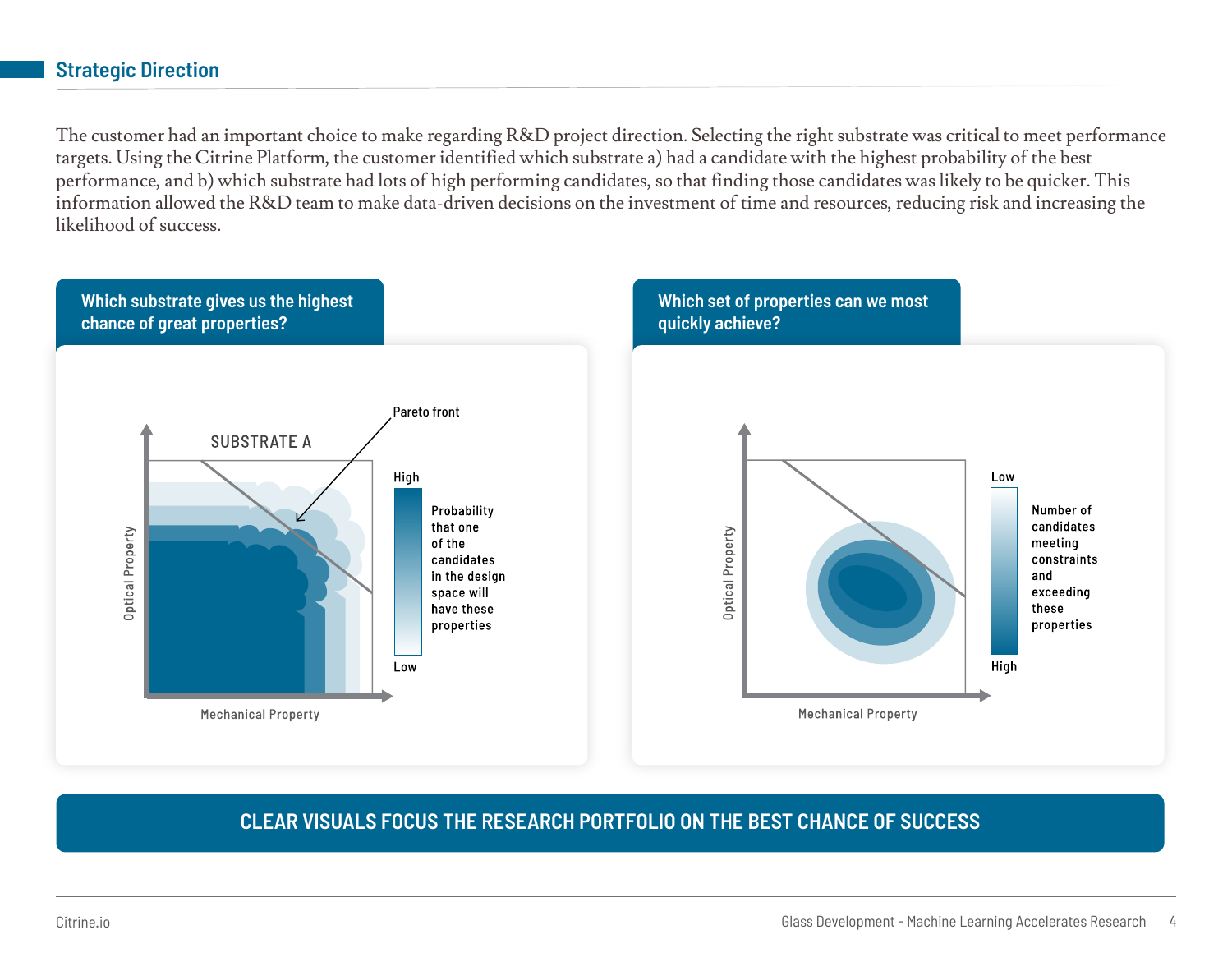## Strategic Direction

The customer had an important choice to make regarding R&D project direction. Selecting the right substrate was critical to meet performance targets. Using the Citrine Platform, the customer identified which substrate a) had a candidate with the highest probability of the best performance, and b) which substrate had lots of high performing candidates, so that finding those candidates was likely to be quicker. This information allowed the R&D team to make data-driven decisions on the investment of time and resources, reducing risk and increasing the likelihood of success.

### Which substrate gives us the highest chance of great properties?

SUBSTRATE A

Pareto front

Optical Property

Mechanical Property

High

Probability that one of the candidates in the design space will have these properties

Low

### Which set of properties can we most quickly achieve?

Optical Property

Mechanical Property

Low

Number of candidates meeting constraints and exceeding these properties

High

**CLEAR VISUALS FOCUS THE RESEARCH PORTFOLIO ON THE BEST CHANCE OF SUCCESS**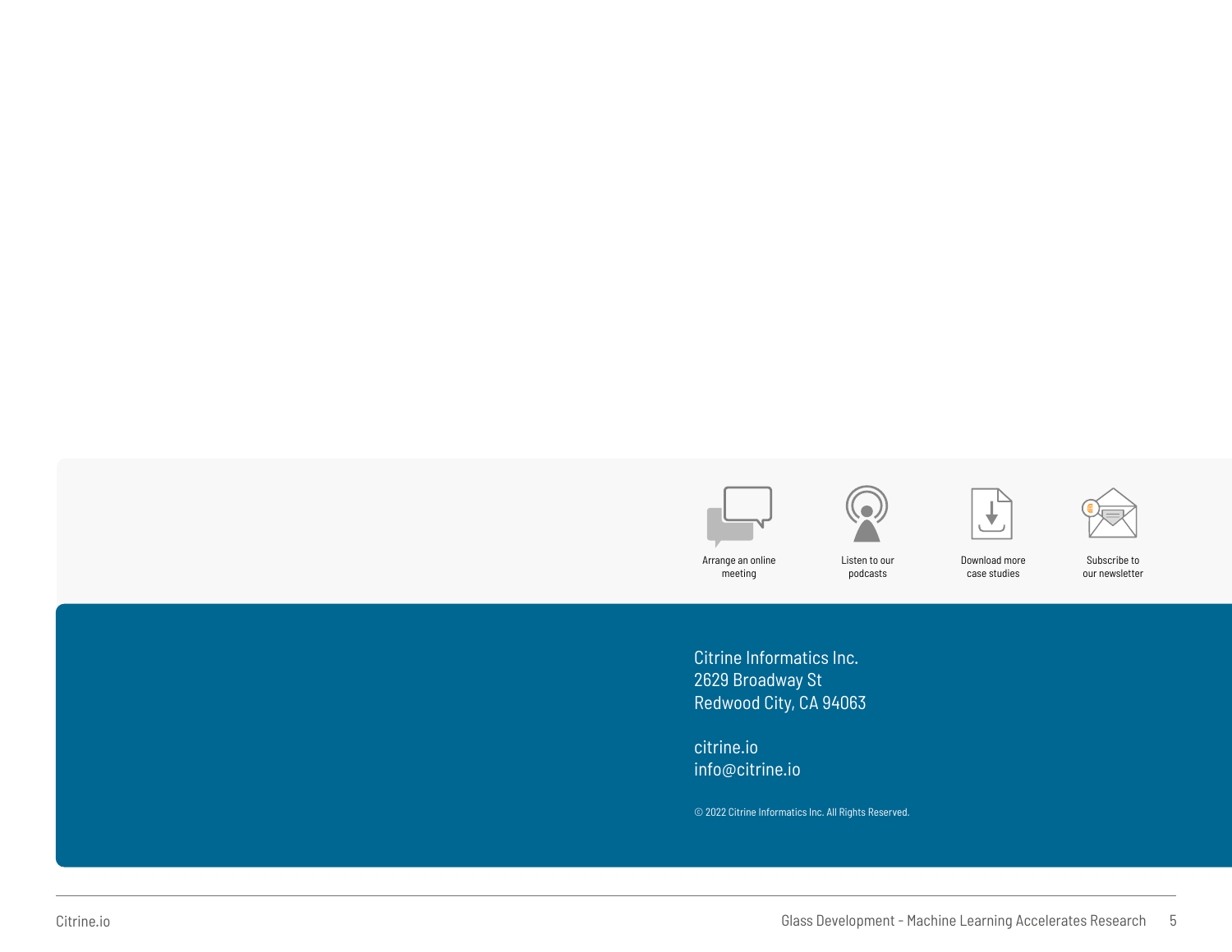Arrange an online meeting

Listen to our podcasts

Download more case studies

Subscribe to our newsletter

Citrine Informatics Inc.
2629 Broadway St
Redwood City, CA 94063

citrine.io
info@citrine.io

© 2022 Citrine Informatics Inc. All Rights Reserved.